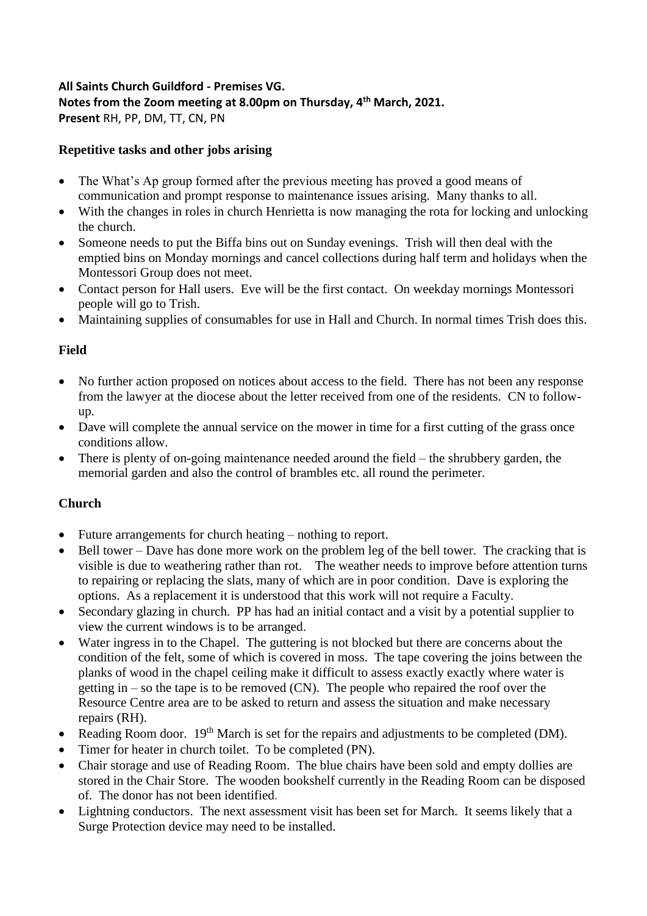**All Saints Church Guildford - Premises VG.**
**Notes from the Zoom meeting at 8.00pm on Thursday, 4th March, 2021.**
**Present** RH, PP, DM, TT, CN, PN

## Repetitive tasks and other jobs arising

- The What's Ap group formed after the previous meeting has proved a good means of communication and prompt response to maintenance issues arising. Many thanks to all.
- With the changes in roles in church Henrietta is now managing the rota for locking and unlocking the church.
- Someone needs to put the Biffa bins out on Sunday evenings. Trish will then deal with the emptied bins on Monday mornings and cancel collections during half term and holidays when the Montessori Group does not meet.
- Contact person for Hall users. Eve will be the first contact. On weekday mornings Montessori people will go to Trish.
- Maintaining supplies of consumables for use in Hall and Church. In normal times Trish does this.

## Field

- No further action proposed on notices about access to the field. There has not been any response from the lawyer at the diocese about the letter received from one of the residents. CN to follow-up.
- Dave will complete the annual service on the mower in time for a first cutting of the grass once conditions allow.
- There is plenty of on-going maintenance needed around the field – the shrubbery garden, the memorial garden and also the control of brambles etc. all round the perimeter.

## Church

- Future arrangements for church heating – nothing to report.
- Bell tower – Dave has done more work on the problem leg of the bell tower. The cracking that is visible is due to weathering rather than rot. The weather needs to improve before attention turns to repairing or replacing the slats, many of which are in poor condition. Dave is exploring the options. As a replacement it is understood that this work will not require a Faculty.
- Secondary glazing in church. PP has had an initial contact and a visit by a potential supplier to view the current windows is to be arranged.
- Water ingress in to the Chapel. The guttering is not blocked but there are concerns about the condition of the felt, some of which is covered in moss. The tape covering the joins between the planks of wood in the chapel ceiling make it difficult to assess exactly exactly where water is getting in – so the tape is to be removed (CN). The people who repaired the roof over the Resource Centre area are to be asked to return and assess the situation and make necessary repairs (RH).
- Reading Room door. 19th March is set for the repairs and adjustments to be completed (DM).
- Timer for heater in church toilet. To be completed (PN).
- Chair storage and use of Reading Room. The blue chairs have been sold and empty dollies are stored in the Chair Store. The wooden bookshelf currently in the Reading Room can be disposed of. The donor has not been identified.
- Lightning conductors. The next assessment visit has been set for March. It seems likely that a Surge Protection device may need to be installed.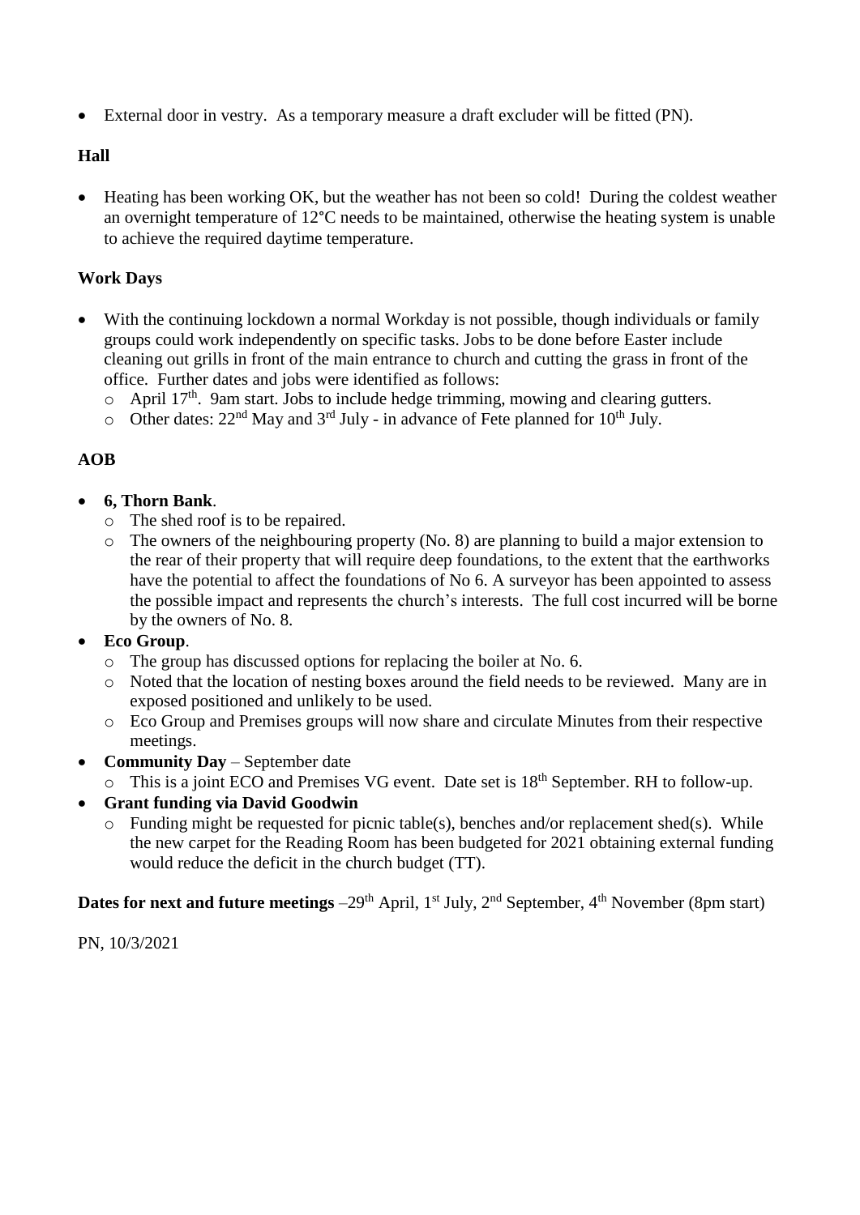- External door in vestry. As a temporary measure a draft excluder will be fitted (PN).

**Hall**

- Heating has been working OK, but the weather has not been so cold! During the coldest weather an overnight temperature of 12°C needs to be maintained, otherwise the heating system is unable to achieve the required daytime temperature.

**Work Days**

- With the continuing lockdown a normal Workday is not possible, though individuals or family groups could work independently on specific tasks. Jobs to be done before Easter include cleaning out grills in front of the main entrance to church and cutting the grass in front of the office. Further dates and jobs were identified as follows:
  - April 17th. 9am start. Jobs to include hedge trimming, mowing and clearing gutters.
  - Other dates: 22nd May and 3rd July - in advance of Fete planned for 10th July.

**AOB**

- **6, Thorn Bank**.
  - The shed roof is to be repaired.
  - The owners of the neighbouring property (No. 8) are planning to build a major extension to the rear of their property that will require deep foundations, to the extent that the earthworks have the potential to affect the foundations of No 6. A surveyor has been appointed to assess the possible impact and represents the church's interests. The full cost incurred will be borne by the owners of No. 8.
- **Eco Group**.
  - The group has discussed options for replacing the boiler at No. 6.
  - Noted that the location of nesting boxes around the field needs to be reviewed. Many are in exposed positioned and unlikely to be used.
  - Eco Group and Premises groups will now share and circulate Minutes from their respective meetings.
- **Community Day** – September date
  - This is a joint ECO and Premises VG event. Date set is 18th September. RH to follow-up.
- **Grant funding via David Goodwin**
  - Funding might be requested for picnic table(s), benches and/or replacement shed(s). While the new carpet for the Reading Room has been budgeted for 2021 obtaining external funding would reduce the deficit in the church budget (TT).

**Dates for next and future meetings** –29th April, 1st July, 2nd September, 4th November (8pm start)

PN, 10/3/2021